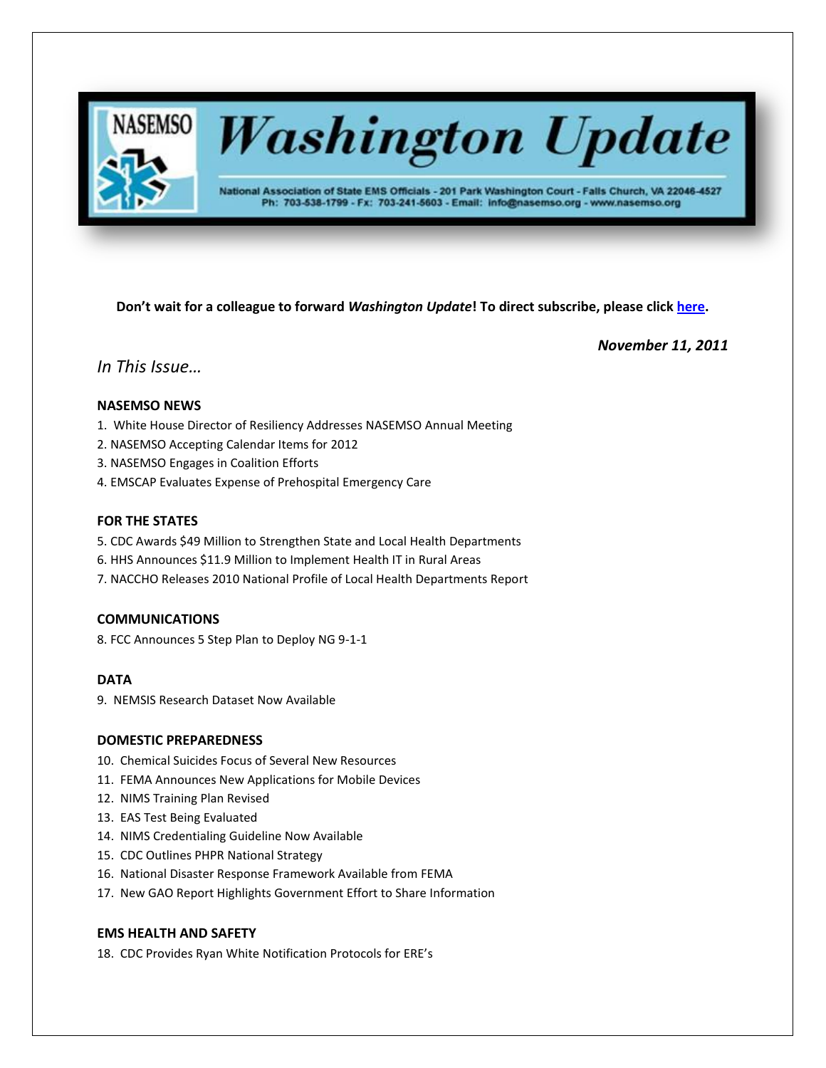# NASEMSO Washington Update

National Association of State EMS Officials - 201 Park Washington Court - Falls Church, VA 22046-4527
Ph: 703-538-1799 - Fx: 703-241-5603 - Email: info@nasemso.org - www.nasemso.org

**Don't wait for a colleague to forward *Washington Update*! To direct subscribe, please click here.**

***November 11, 2011***

*In This Issue…*

**NASEMSO NEWS**

1. White House Director of Resiliency Addresses NASEMSO Annual Meeting
2. NASEMSO Accepting Calendar Items for 2012
3. NASEMSO Engages in Coalition Efforts
4. EMSCAP Evaluates Expense of Prehospital Emergency Care

**FOR THE STATES**

5. CDC Awards $49 Million to Strengthen State and Local Health Departments
6. HHS Announces $11.9 Million to Implement Health IT in Rural Areas
7. NACCHO Releases 2010 National Profile of Local Health Departments Report

**COMMUNICATIONS**

8. FCC Announces 5 Step Plan to Deploy NG 9-1-1

**DATA**

9. NEMSIS Research Dataset Now Available

**DOMESTIC PREPAREDNESS**

10. Chemical Suicides Focus of Several New Resources
11. FEMA Announces New Applications for Mobile Devices
12. NIMS Training Plan Revised
13. EAS Test Being Evaluated
14. NIMS Credentialing Guideline Now Available
15. CDC Outlines PHPR National Strategy
16. National Disaster Response Framework Available from FEMA
17. New GAO Report Highlights Government Effort to Share Information

**EMS HEALTH AND SAFETY**

18. CDC Provides Ryan White Notification Protocols for ERE's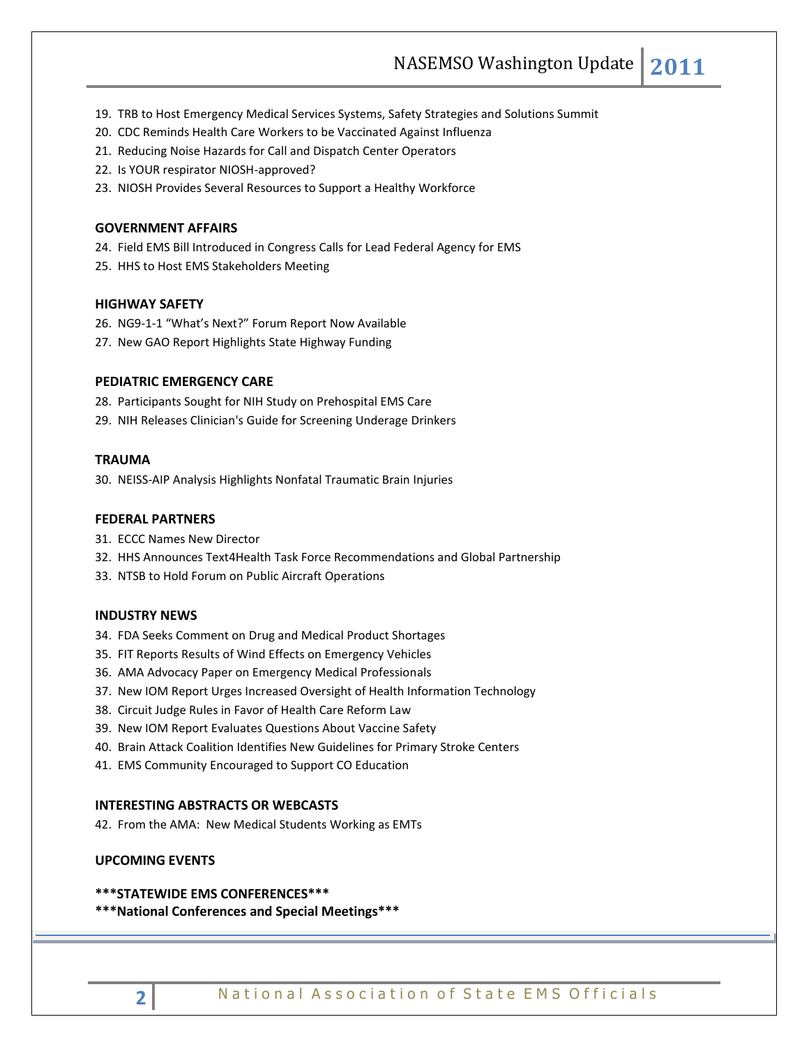19. TRB to Host Emergency Medical Services Systems, Safety Strategies and Solutions Summit
20. CDC Reminds Health Care Workers to be Vaccinated Against Influenza
21. Reducing Noise Hazards for Call and Dispatch Center Operators
22. Is YOUR respirator NIOSH-approved?
23. NIOSH Provides Several Resources to Support a Healthy Workforce

**GOVERNMENT AFFAIRS**

24. Field EMS Bill Introduced in Congress Calls for Lead Federal Agency for EMS
25. HHS to Host EMS Stakeholders Meeting

**HIGHWAY SAFETY**

26. NG9-1-1 "What's Next?" Forum Report Now Available
27. New GAO Report Highlights State Highway Funding

**PEDIATRIC EMERGENCY CARE**

28. Participants Sought for NIH Study on Prehospital EMS Care
29. NIH Releases Clinician's Guide for Screening Underage Drinkers

**TRAUMA**

30. NEISS-AIP Analysis Highlights Nonfatal Traumatic Brain Injuries

**FEDERAL PARTNERS**

31. ECCC Names New Director
32. HHS Announces Text4Health Task Force Recommendations and Global Partnership
33. NTSB to Hold Forum on Public Aircraft Operations

**INDUSTRY NEWS**

34. FDA Seeks Comment on Drug and Medical Product Shortages
35. FIT Reports Results of Wind Effects on Emergency Vehicles
36. AMA Advocacy Paper on Emergency Medical Professionals
37. New IOM Report Urges Increased Oversight of Health Information Technology
38. Circuit Judge Rules in Favor of Health Care Reform Law
39. New IOM Report Evaluates Questions About Vaccine Safety
40. Brain Attack Coalition Identifies New Guidelines for Primary Stroke Centers
41. EMS Community Encouraged to Support CO Education

**INTERESTING ABSTRACTS OR WEBCASTS**

42. From the AMA: New Medical Students Working as EMTs

**UPCOMING EVENTS**

**\*\*\*STATEWIDE EMS CONFERENCES\*\*\***

**\*\*\*National Conferences and Special Meetings\*\*\***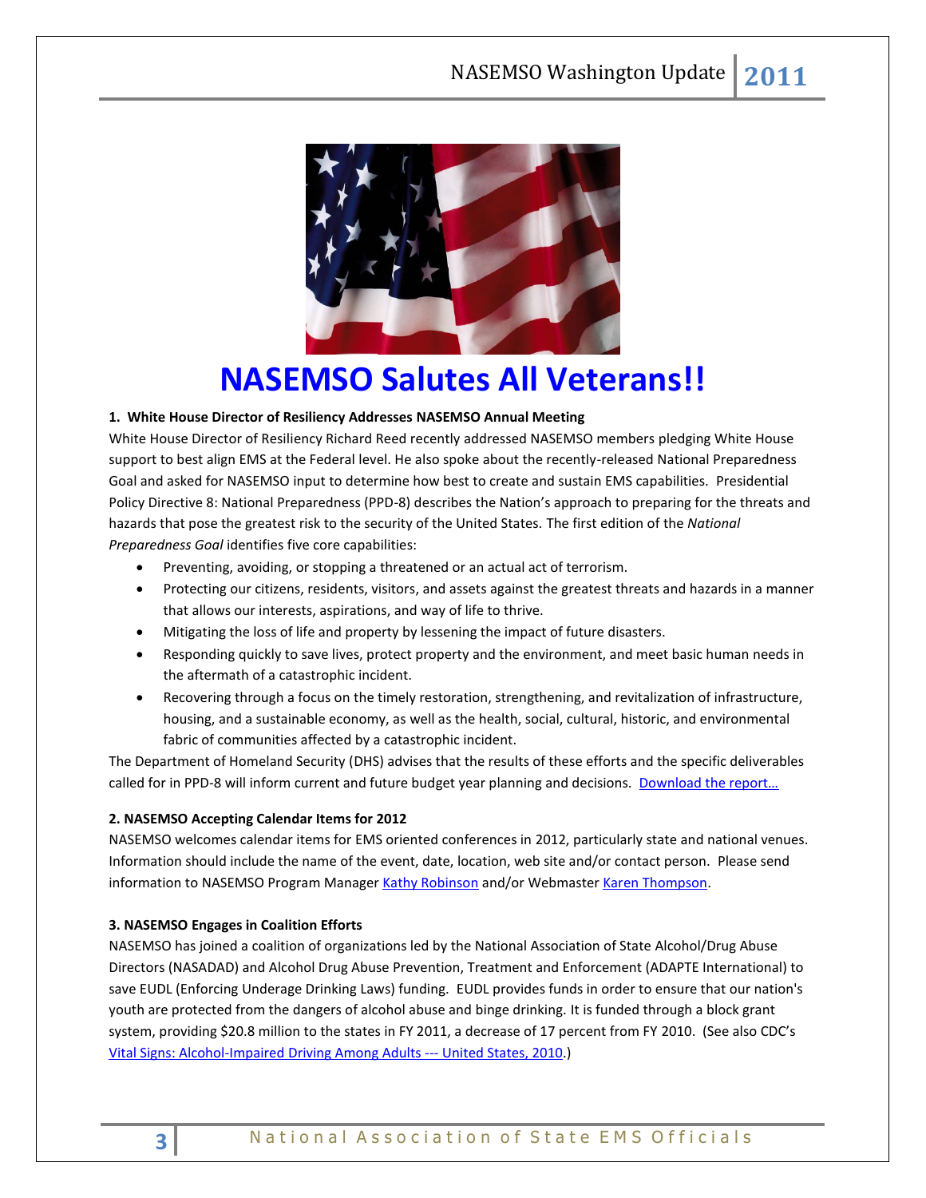# NASEMSO Salutes All Veterans!!

**1. White House Director of Resiliency Addresses NASEMSO Annual Meeting**

White House Director of Resiliency Richard Reed recently addressed NASEMSO members pledging White House support to best align EMS at the Federal level. He also spoke about the recently-released National Preparedness Goal and asked for NASEMSO input to determine how best to create and sustain EMS capabilities. Presidential Policy Directive 8: National Preparedness (PPD-8) describes the Nation's approach to preparing for the threats and hazards that pose the greatest risk to the security of the United States. The first edition of the *National Preparedness Goal* identifies five core capabilities:

- Preventing, avoiding, or stopping a threatened or an actual act of terrorism.
- Protecting our citizens, residents, visitors, and assets against the greatest threats and hazards in a manner that allows our interests, aspirations, and way of life to thrive.
- Mitigating the loss of life and property by lessening the impact of future disasters.
- Responding quickly to save lives, protect property and the environment, and meet basic human needs in the aftermath of a catastrophic incident.
- Recovering through a focus on the timely restoration, strengthening, and revitalization of infrastructure, housing, and a sustainable economy, as well as the health, social, cultural, historic, and environmental fabric of communities affected by a catastrophic incident.

The Department of Homeland Security (DHS) advises that the results of these efforts and the specific deliverables called for in PPD-8 will inform current and future budget year planning and decisions. Download the report…

**2. NASEMSO Accepting Calendar Items for 2012**

NASEMSO welcomes calendar items for EMS oriented conferences in 2012, particularly state and national venues. Information should include the name of the event, date, location, web site and/or contact person. Please send information to NASEMSO Program Manager Kathy Robinson and/or Webmaster Karen Thompson.

**3. NASEMSO Engages in Coalition Efforts**

NASEMSO has joined a coalition of organizations led by the National Association of State Alcohol/Drug Abuse Directors (NASADAD) and Alcohol Drug Abuse Prevention, Treatment and Enforcement (ADAPTE International) to save EUDL (Enforcing Underage Drinking Laws) funding. EUDL provides funds in order to ensure that our nation's youth are protected from the dangers of alcohol abuse and binge drinking. It is funded through a block grant system, providing $20.8 million to the states in FY 2011, a decrease of 17 percent from FY 2010. (See also CDC's Vital Signs: Alcohol-Impaired Driving Among Adults --- United States, 2010.)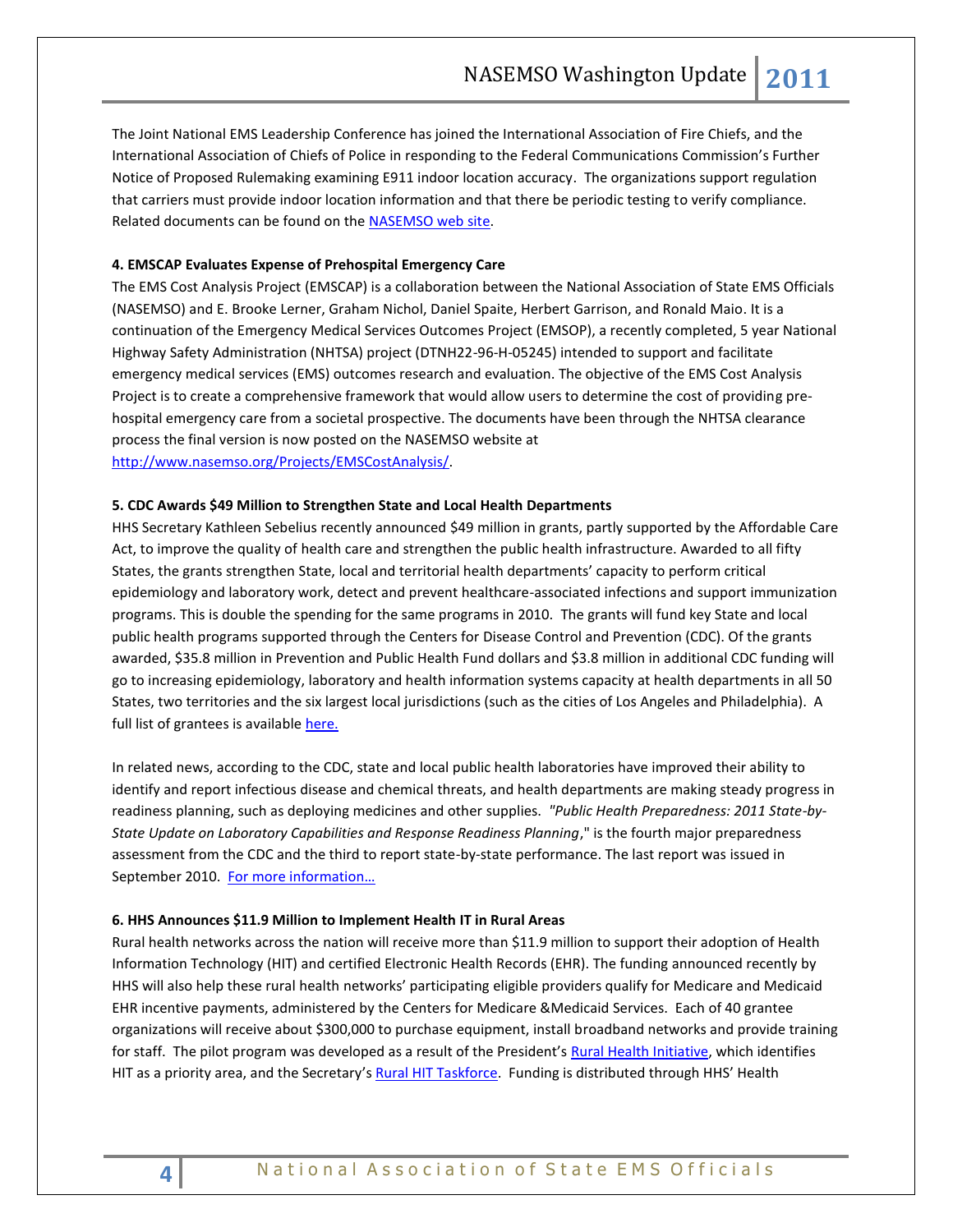The Joint National EMS Leadership Conference has joined the International Association of Fire Chiefs, and the International Association of Chiefs of Police in responding to the Federal Communications Commission's Further Notice of Proposed Rulemaking examining E911 indoor location accuracy. The organizations support regulation that carriers must provide indoor location information and that there be periodic testing to verify compliance. Related documents can be found on the [NASEMSO web site](NASEMSO web site).

**4. EMSCAP Evaluates Expense of Prehospital Emergency Care**

The EMS Cost Analysis Project (EMSCAP) is a collaboration between the National Association of State EMS Officials (NASEMSO) and E. Brooke Lerner, Graham Nichol, Daniel Spaite, Herbert Garrison, and Ronald Maio. It is a continuation of the Emergency Medical Services Outcomes Project (EMSOP), a recently completed, 5 year National Highway Safety Administration (NHTSA) project (DTNH22-96-H-05245) intended to support and facilitate emergency medical services (EMS) outcomes research and evaluation. The objective of the EMS Cost Analysis Project is to create a comprehensive framework that would allow users to determine the cost of providing pre-hospital emergency care from a societal prospective. The documents have been through the NHTSA clearance process the final version is now posted on the NASEMSO website at http://www.nasemso.org/Projects/EMSCostAnalysis/.

**5. CDC Awards $49 Million to Strengthen State and Local Health Departments**

HHS Secretary Kathleen Sebelius recently announced $49 million in grants, partly supported by the Affordable Care Act, to improve the quality of health care and strengthen the public health infrastructure. Awarded to all fifty States, the grants strengthen State, local and territorial health departments' capacity to perform critical epidemiology and laboratory work, detect and prevent healthcare-associated infections and support immunization programs. This is double the spending for the same programs in 2010. The grants will fund key State and local public health programs supported through the Centers for Disease Control and Prevention (CDC). Of the grants awarded, $35.8 million in Prevention and Public Health Fund dollars and $3.8 million in additional CDC funding will go to increasing epidemiology, laboratory and health information systems capacity at health departments in all 50 States, two territories and the six largest local jurisdictions (such as the cities of Los Angeles and Philadelphia). A full list of grantees is available here.

In related news, according to the CDC, state and local public health laboratories have improved their ability to identify and report infectious disease and chemical threats, and health departments are making steady progress in readiness planning, such as deploying medicines and other supplies. "*Public Health Preparedness: 2011 State-by-State Update on Laboratory Capabilities and Response Readiness Planning*," is the fourth major preparedness assessment from the CDC and the third to report state-by-state performance. The last report was issued in September 2010. For more information…

**6. HHS Announces $11.9 Million to Implement Health IT in Rural Areas**

Rural health networks across the nation will receive more than $11.9 million to support their adoption of Health Information Technology (HIT) and certified Electronic Health Records (EHR). The funding announced recently by HHS will also help these rural health networks' participating eligible providers qualify for Medicare and Medicaid EHR incentive payments, administered by the Centers for Medicare &Medicaid Services. Each of 40 grantee organizations will receive about $300,000 to purchase equipment, install broadband networks and provide training for staff. The pilot program was developed as a result of the President's Rural Health Initiative, which identifies HIT as a priority area, and the Secretary's Rural HIT Taskforce. Funding is distributed through HHS' Health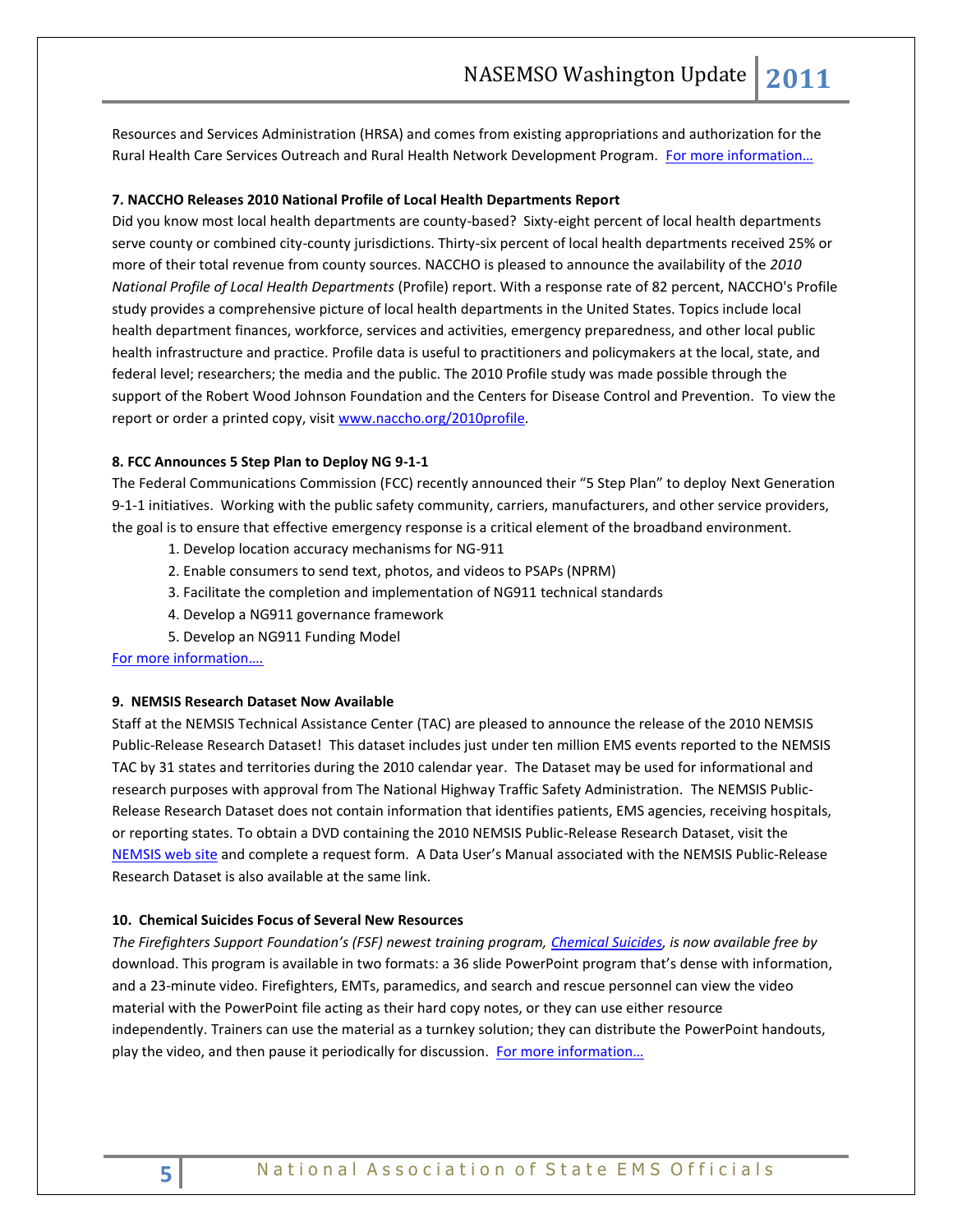Resources and Services Administration (HRSA) and comes from existing appropriations and authorization for the Rural Health Care Services Outreach and Rural Health Network Development Program. [For more information…]

**7. NACCHO Releases 2010 National Profile of Local Health Departments Report**

Did you know most local health departments are county-based? Sixty-eight percent of local health departments serve county or combined city-county jurisdictions. Thirty-six percent of local health departments received 25% or more of their total revenue from county sources. NACCHO is pleased to announce the availability of the *2010 National Profile of Local Health Departments* (Profile) report. With a response rate of 82 percent, NACCHO's Profile study provides a comprehensive picture of local health departments in the United States. Topics include local health department finances, workforce, services and activities, emergency preparedness, and other local public health infrastructure and practice. Profile data is useful to practitioners and policymakers at the local, state, and federal level; researchers; the media and the public. The 2010 Profile study was made possible through the support of the Robert Wood Johnson Foundation and the Centers for Disease Control and Prevention. To view the report or order a printed copy, visit www.naccho.org/2010profile.

**8. FCC Announces 5 Step Plan to Deploy NG 9-1-1**

The Federal Communications Commission (FCC) recently announced their "5 Step Plan" to deploy Next Generation 9-1-1 initiatives. Working with the public safety community, carriers, manufacturers, and other service providers, the goal is to ensure that effective emergency response is a critical element of the broadband environment.

1. Develop location accuracy mechanisms for NG-911
2. Enable consumers to send text, photos, and videos to PSAPs (NPRM)
3. Facilitate the completion and implementation of NG911 technical standards
4. Develop a NG911 governance framework
5. Develop an NG911 Funding Model

[For more information….]

**9. NEMSIS Research Dataset Now Available**

Staff at the NEMSIS Technical Assistance Center (TAC) are pleased to announce the release of the 2010 NEMSIS Public-Release Research Dataset! This dataset includes just under ten million EMS events reported to the NEMSIS TAC by 31 states and territories during the 2010 calendar year. The Dataset may be used for informational and research purposes with approval from The National Highway Traffic Safety Administration. The NEMSIS Public-Release Research Dataset does not contain information that identifies patients, EMS agencies, receiving hospitals, or reporting states. To obtain a DVD containing the 2010 NEMSIS Public-Release Research Dataset, visit the [NEMSIS web site] and complete a request form. A Data User's Manual associated with the NEMSIS Public-Release Research Dataset is also available at the same link.

**10. Chemical Suicides Focus of Several New Resources**

*The Firefighters Support Foundation's (FSF) newest training program, [Chemical Suicides], is now available free by* download. This program is available in two formats: a 36 slide PowerPoint program that's dense with information, and a 23-minute video. Firefighters, EMTs, paramedics, and search and rescue personnel can view the video material with the PowerPoint file acting as their hard copy notes, or they can use either resource independently. Trainers can use the material as a turnkey solution; they can distribute the PowerPoint handouts, play the video, and then pause it periodically for discussion. [For more information…]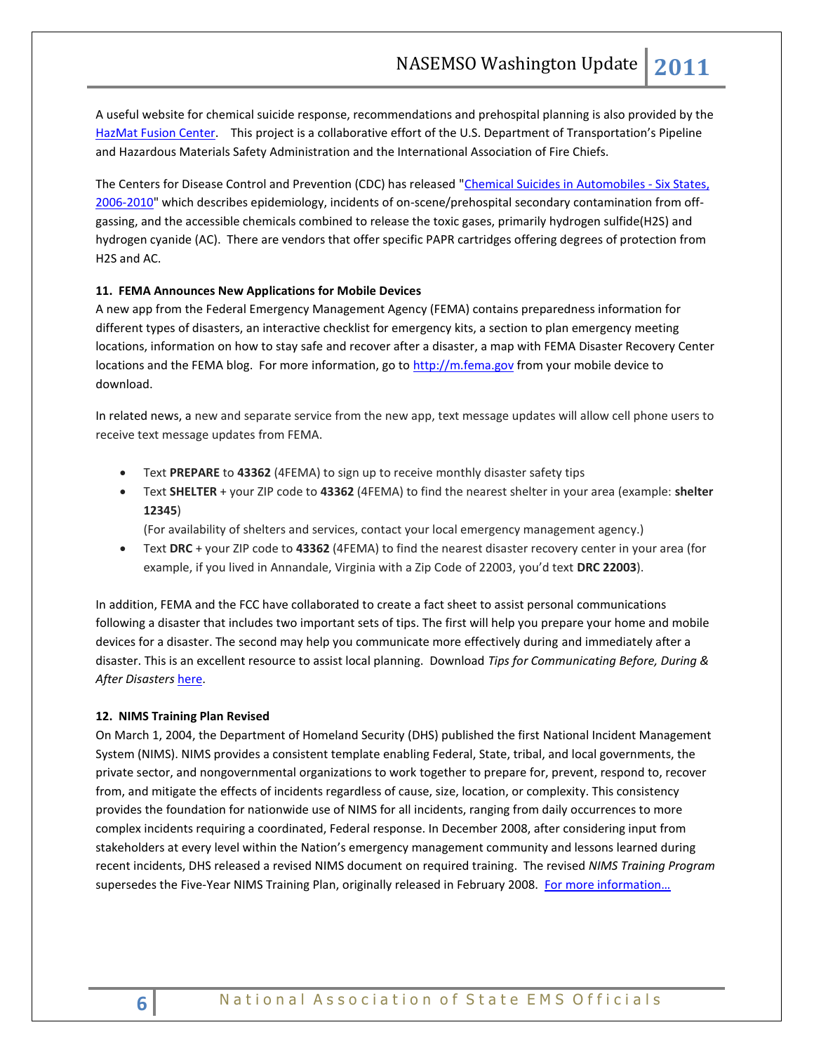A useful website for chemical suicide response, recommendations and prehospital planning is also provided by the [HazMat Fusion Center](). This project is a collaborative effort of the U.S. Department of Transportation's Pipeline and Hazardous Materials Safety Administration and the International Association of Fire Chiefs.

The Centers for Disease Control and Prevention (CDC) has released "[Chemical Suicides in Automobiles - Six States, 2006-2010]()" which describes epidemiology, incidents of on-scene/prehospital secondary contamination from off-gassing, and the accessible chemicals combined to release the toxic gases, primarily hydrogen sulfide($H_2S$) and hydrogen cyanide (AC). There are vendors that offer specific PAPR cartridges offering degrees of protection from $H_2S$ and AC.

**11. FEMA Announces New Applications for Mobile Devices**

A new app from the Federal Emergency Management Agency (FEMA) contains preparedness information for different types of disasters, an interactive checklist for emergency kits, a section to plan emergency meeting locations, information on how to stay safe and recover after a disaster, a map with FEMA Disaster Recovery Center locations and the FEMA blog. For more information, go to [http://m.fema.gov](http://m.fema.gov) from your mobile device to download.

In related news, a new and separate service from the new app, text message updates will allow cell phone users to receive text message updates from FEMA.

- Text **PREPARE** to **43362** (4FEMA) to sign up to receive monthly disaster safety tips
- Text **SHELTER** + your ZIP code to **43362** (4FEMA) to find the nearest shelter in your area (example: **shelter 12345**)
  (For availability of shelters and services, contact your local emergency management agency.)
- Text **DRC** + your ZIP code to **43362** (4FEMA) to find the nearest disaster recovery center in your area (for example, if you lived in Annandale, Virginia with a Zip Code of 22003, you'd text **DRC 22003**).

In addition, FEMA and the FCC have collaborated to create a fact sheet to assist personal communications following a disaster that includes two important sets of tips. The first will help you prepare your home and mobile devices for a disaster. The second may help you communicate more effectively during and immediately after a disaster. This is an excellent resource to assist local planning. Download *Tips for Communicating Before, During & After Disasters* [here]().

**12. NIMS Training Plan Revised**

On March 1, 2004, the Department of Homeland Security (DHS) published the first National Incident Management System (NIMS). NIMS provides a consistent template enabling Federal, State, tribal, and local governments, the private sector, and nongovernmental organizations to work together to prepare for, prevent, respond to, recover from, and mitigate the effects of incidents regardless of cause, size, location, or complexity. This consistency provides the foundation for nationwide use of NIMS for all incidents, ranging from daily occurrences to more complex incidents requiring a coordinated, Federal response. In December 2008, after considering input from stakeholders at every level within the Nation's emergency management community and lessons learned during recent incidents, DHS released a revised NIMS document on required training. The revised *NIMS Training Program* supersedes the Five-Year NIMS Training Plan, originally released in February 2008. [For more information…]()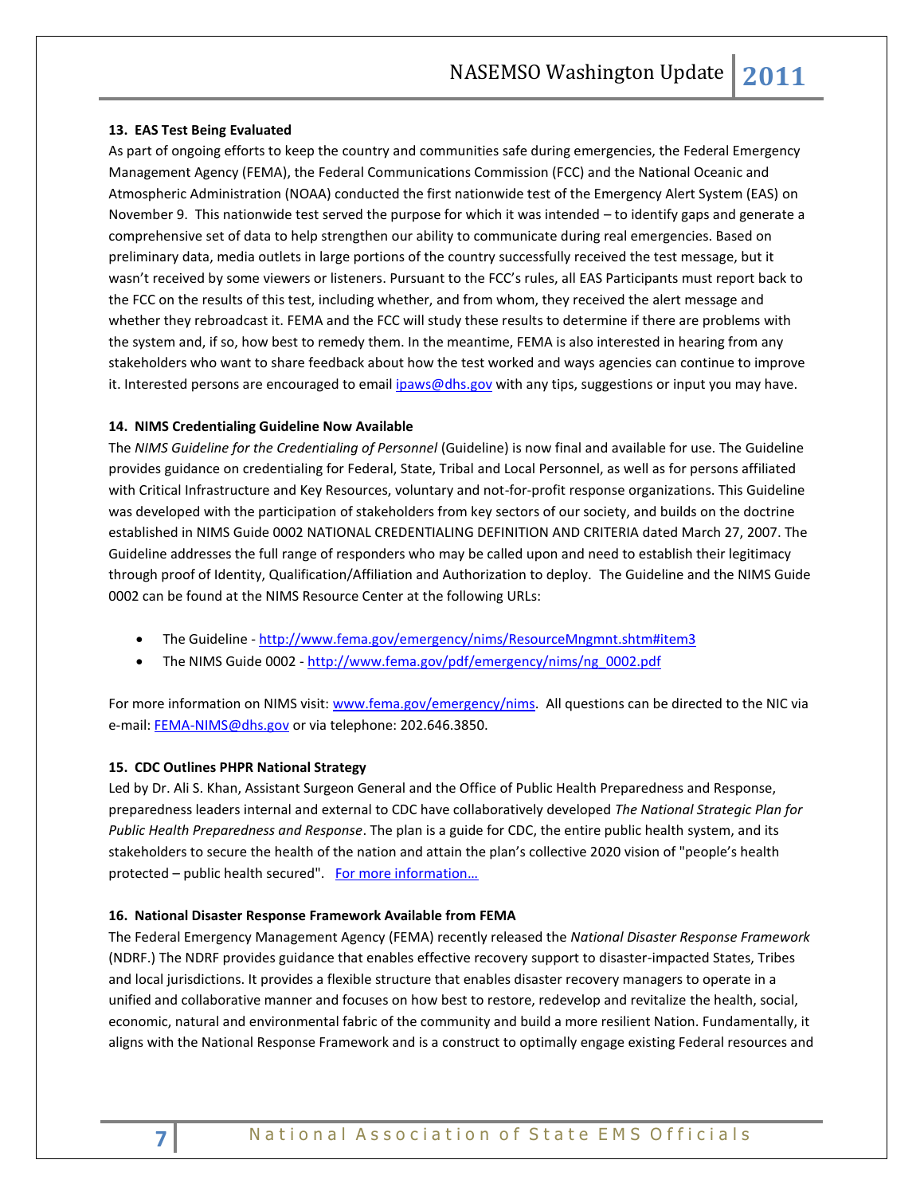#### 13. EAS Test Being Evaluated

As part of ongoing efforts to keep the country and communities safe during emergencies, the Federal Emergency Management Agency (FEMA), the Federal Communications Commission (FCC) and the National Oceanic and Atmospheric Administration (NOAA) conducted the first nationwide test of the Emergency Alert System (EAS) on November 9. This nationwide test served the purpose for which it was intended – to identify gaps and generate a comprehensive set of data to help strengthen our ability to communicate during real emergencies. Based on preliminary data, media outlets in large portions of the country successfully received the test message, but it wasn't received by some viewers or listeners. Pursuant to the FCC's rules, all EAS Participants must report back to the FCC on the results of this test, including whether, and from whom, they received the alert message and whether they rebroadcast it. FEMA and the FCC will study these results to determine if there are problems with the system and, if so, how best to remedy them. In the meantime, FEMA is also interested in hearing from any stakeholders who want to share feedback about how the test worked and ways agencies can continue to improve it. Interested persons are encouraged to email [ipaws@dhs.gov](mailto:ipaws@dhs.gov) with any tips, suggestions or input you may have.

#### 14. NIMS Credentialing Guideline Now Available

The *NIMS Guideline for the Credentialing of Personnel* (Guideline) is now final and available for use. The Guideline provides guidance on credentialing for Federal, State, Tribal and Local Personnel, as well as for persons affiliated with Critical Infrastructure and Key Resources, voluntary and not-for-profit response organizations. This Guideline was developed with the participation of stakeholders from key sectors of our society, and builds on the doctrine established in NIMS Guide 0002 NATIONAL CREDENTIALING DEFINITION AND CRITERIA dated March 27, 2007. The Guideline addresses the full range of responders who may be called upon and need to establish their legitimacy through proof of Identity, Qualification/Affiliation and Authorization to deploy. The Guideline and the NIMS Guide 0002 can be found at the NIMS Resource Center at the following URLs:

- The Guideline - [http://www.fema.gov/emergency/nims/ResourceMngmnt.shtm#item3](http://www.fema.gov/emergency/nims/ResourceMngmnt.shtm#item3)
- The NIMS Guide 0002 - [http://www.fema.gov/pdf/emergency/nims/ng_0002.pdf](http://www.fema.gov/pdf/emergency/nims/ng_0002.pdf)

For more information on NIMS visit: [www.fema.gov/emergency/nims](http://www.fema.gov/emergency/nims). All questions can be directed to the NIC via e-mail: [FEMA-NIMS@dhs.gov](mailto:FEMA-NIMS@dhs.gov) or via telephone: 202.646.3850.

#### 15. CDC Outlines PHPR National Strategy

Led by Dr. Ali S. Khan, Assistant Surgeon General and the Office of Public Health Preparedness and Response, preparedness leaders internal and external to CDC have collaboratively developed *The National Strategic Plan for Public Health Preparedness and Response*. The plan is a guide for CDC, the entire public health system, and its stakeholders to secure the health of the nation and attain the plan's collective 2020 vision of "people's health protected – public health secured". For more information…

#### 16. National Disaster Response Framework Available from FEMA

The Federal Emergency Management Agency (FEMA) recently released the *National Disaster Response Framework* (NDRF.) The NDRF provides guidance that enables effective recovery support to disaster-impacted States, Tribes and local jurisdictions. It provides a flexible structure that enables disaster recovery managers to operate in a unified and collaborative manner and focuses on how best to restore, redevelop and revitalize the health, social, economic, natural and environmental fabric of the community and build a more resilient Nation. Fundamentally, it aligns with the National Response Framework and is a construct to optimally engage existing Federal resources and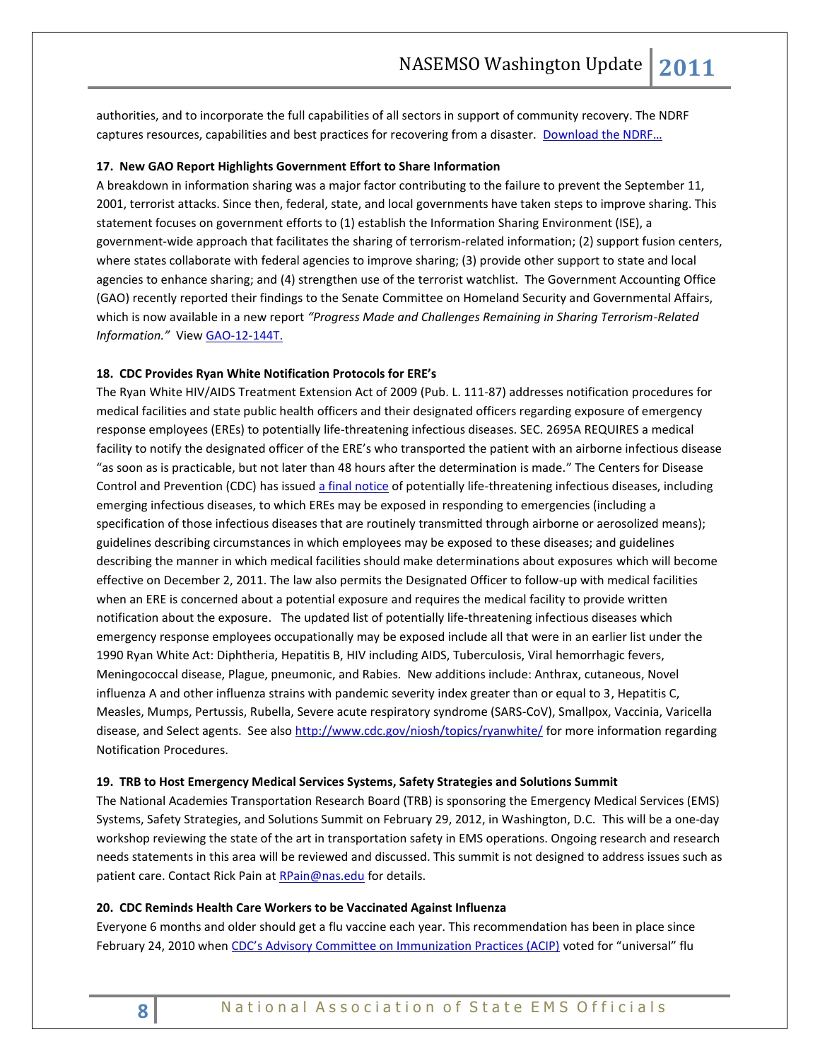authorities, and to incorporate the full capabilities of all sectors in support of community recovery. The NDRF captures resources, capabilities and best practices for recovering from a disaster. [Download the NDRF…]()

**17. New GAO Report Highlights Government Effort to Share Information**

A breakdown in information sharing was a major factor contributing to the failure to prevent the September 11, 2001, terrorist attacks. Since then, federal, state, and local governments have taken steps to improve sharing. This statement focuses on government efforts to (1) establish the Information Sharing Environment (ISE), a government-wide approach that facilitates the sharing of terrorism-related information; (2) support fusion centers, where states collaborate with federal agencies to improve sharing; (3) provide other support to state and local agencies to enhance sharing; and (4) strengthen use of the terrorist watchlist. The Government Accounting Office (GAO) recently reported their findings to the Senate Committee on Homeland Security and Governmental Affairs, which is now available in a new report *"Progress Made and Challenges Remaining in Sharing Terrorism-Related Information."* View [GAO-12-144T.]()

**18. CDC Provides Ryan White Notification Protocols for ERE's**

The Ryan White HIV/AIDS Treatment Extension Act of 2009 (Pub. L. 111-87) addresses notification procedures for medical facilities and state public health officers and their designated officers regarding exposure of emergency response employees (EREs) to potentially life-threatening infectious diseases. SEC. 2695A REQUIRES a medical facility to notify the designated officer of the ERE's who transported the patient with an airborne infectious disease "as soon as is practicable, but not later than 48 hours after the determination is made." The Centers for Disease Control and Prevention (CDC) has issued [a final notice]() of potentially life-threatening infectious diseases, including emerging infectious diseases, to which EREs may be exposed in responding to emergencies (including a specification of those infectious diseases that are routinely transmitted through airborne or aerosolized means); guidelines describing circumstances in which employees may be exposed to these diseases; and guidelines describing the manner in which medical facilities should make determinations about exposures which will become effective on December 2, 2011. The law also permits the Designated Officer to follow-up with medical facilities when an ERE is concerned about a potential exposure and requires the medical facility to provide written notification about the exposure. The updated list of potentially life-threatening infectious diseases which emergency response employees occupationally may be exposed include all that were in an earlier list under the 1990 Ryan White Act: Diphtheria, Hepatitis B, HIV including AIDS, Tuberculosis, Viral hemorrhagic fevers, Meningococcal disease, Plague, pneumonic, and Rabies. New additions include: Anthrax, cutaneous, Novel influenza A and other influenza strains with pandemic severity index greater than or equal to 3, Hepatitis C, Measles, Mumps, Pertussis, Rubella, Severe acute respiratory syndrome (SARS-CoV), Smallpox, Vaccinia, Varicella disease, and Select agents. See also [http://www.cdc.gov/niosh/topics/ryanwhite/](http://www.cdc.gov/niosh/topics/ryanwhite/) for more information regarding Notification Procedures.

**19. TRB to Host Emergency Medical Services Systems, Safety Strategies and Solutions Summit**

The National Academies Transportation Research Board (TRB) is sponsoring the Emergency Medical Services (EMS) Systems, Safety Strategies, and Solutions Summit on February 29, 2012, in Washington, D.C. This will be a one-day workshop reviewing the state of the art in transportation safety in EMS operations. Ongoing research and research needs statements in this area will be reviewed and discussed. This summit is not designed to address issues such as patient care. Contact Rick Pain at [RPain@nas.edu](mailto:RPain@nas.edu) for details.

**20. CDC Reminds Health Care Workers to be Vaccinated Against Influenza**

Everyone 6 months and older should get a flu vaccine each year. This recommendation has been in place since February 24, 2010 when [CDC's Advisory Committee on Immunization Practices (ACIP)]() voted for "universal" flu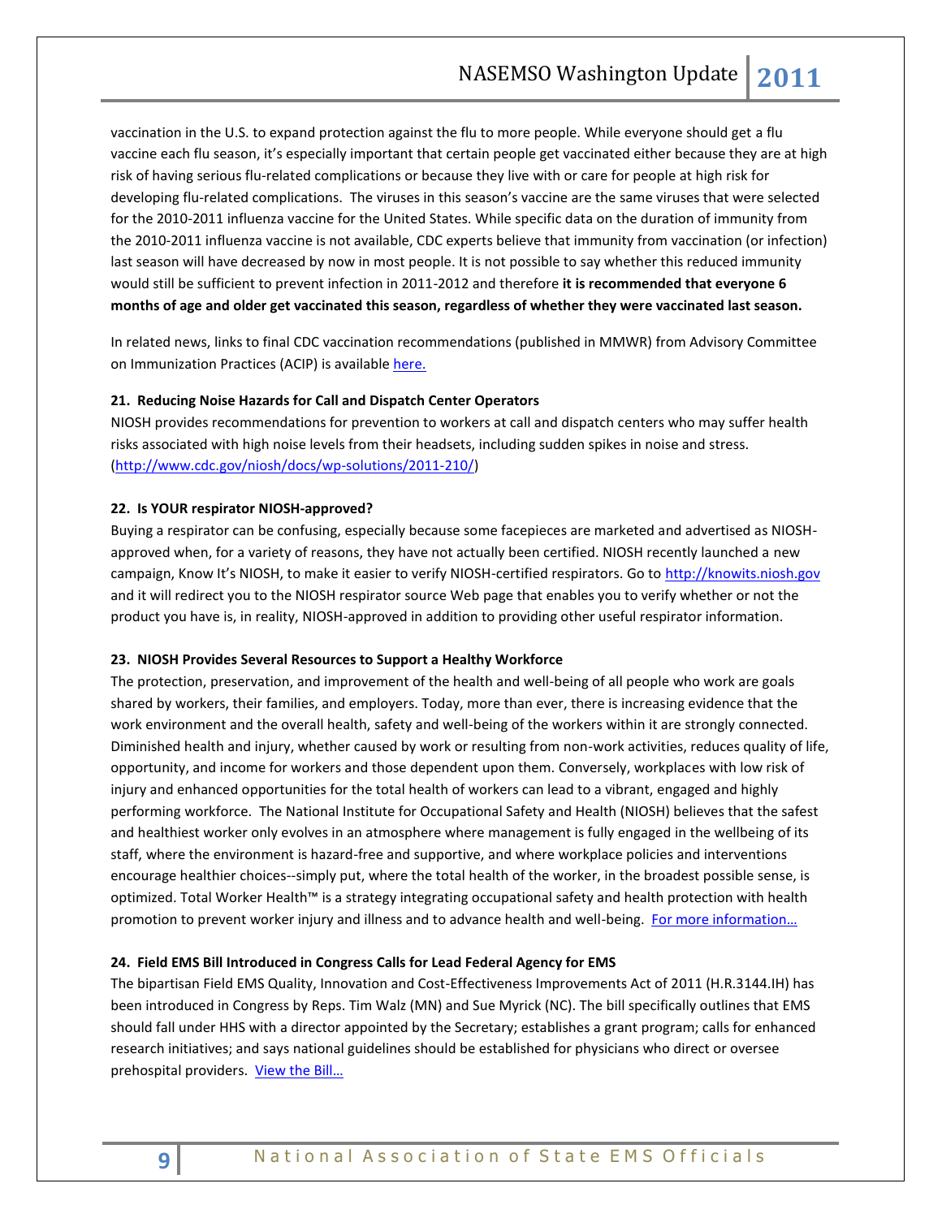vaccination in the U.S. to expand protection against the flu to more people. While everyone should get a flu vaccine each flu season, it's especially important that certain people get vaccinated either because they are at high risk of having serious flu-related complications or because they live with or care for people at high risk for developing flu-related complications. The viruses in this season's vaccine are the same viruses that were selected for the 2010-2011 influenza vaccine for the United States. While specific data on the duration of immunity from the 2010-2011 influenza vaccine is not available, CDC experts believe that immunity from vaccination (or infection) last season will have decreased by now in most people. It is not possible to say whether this reduced immunity would still be sufficient to prevent infection in 2011-2012 and therefore **it is recommended that everyone 6 months of age and older get vaccinated this season, regardless of whether they were vaccinated last season.**

In related news, links to final CDC vaccination recommendations (published in MMWR) from Advisory Committee on Immunization Practices (ACIP) is available here.

**21. Reducing Noise Hazards for Call and Dispatch Center Operators**

NIOSH provides recommendations for prevention to workers at call and dispatch centers who may suffer health risks associated with high noise levels from their headsets, including sudden spikes in noise and stress. (http://www.cdc.gov/niosh/docs/wp-solutions/2011-210/)

**22. Is YOUR respirator NIOSH-approved?**

Buying a respirator can be confusing, especially because some facepieces are marketed and advertised as NIOSH-approved when, for a variety of reasons, they have not actually been certified. NIOSH recently launched a new campaign, Know It's NIOSH, to make it easier to verify NIOSH-certified respirators. Go to http://knowits.niosh.gov and it will redirect you to the NIOSH respirator source Web page that enables you to verify whether or not the product you have is, in reality, NIOSH-approved in addition to providing other useful respirator information.

**23. NIOSH Provides Several Resources to Support a Healthy Workforce**

The protection, preservation, and improvement of the health and well-being of all people who work are goals shared by workers, their families, and employers. Today, more than ever, there is increasing evidence that the work environment and the overall health, safety and well-being of the workers within it are strongly connected. Diminished health and injury, whether caused by work or resulting from non-work activities, reduces quality of life, opportunity, and income for workers and those dependent upon them. Conversely, workplaces with low risk of injury and enhanced opportunities for the total health of workers can lead to a vibrant, engaged and highly performing workforce. The National Institute for Occupational Safety and Health (NIOSH) believes that the safest and healthiest worker only evolves in an atmosphere where management is fully engaged in the wellbeing of its staff, where the environment is hazard-free and supportive, and where workplace policies and interventions encourage healthier choices--simply put, where the total health of the worker, in the broadest possible sense, is optimized. Total Worker Health™ is a strategy integrating occupational safety and health protection with health promotion to prevent worker injury and illness and to advance health and well-being. For more information…

**24. Field EMS Bill Introduced in Congress Calls for Lead Federal Agency for EMS**

The bipartisan Field EMS Quality, Innovation and Cost-Effectiveness Improvements Act of 2011 (H.R.3144.IH) has been introduced in Congress by Reps. Tim Walz (MN) and Sue Myrick (NC). The bill specifically outlines that EMS should fall under HHS with a director appointed by the Secretary; establishes a grant program; calls for enhanced research initiatives; and says national guidelines should be established for physicians who direct or oversee prehospital providers. View the Bill…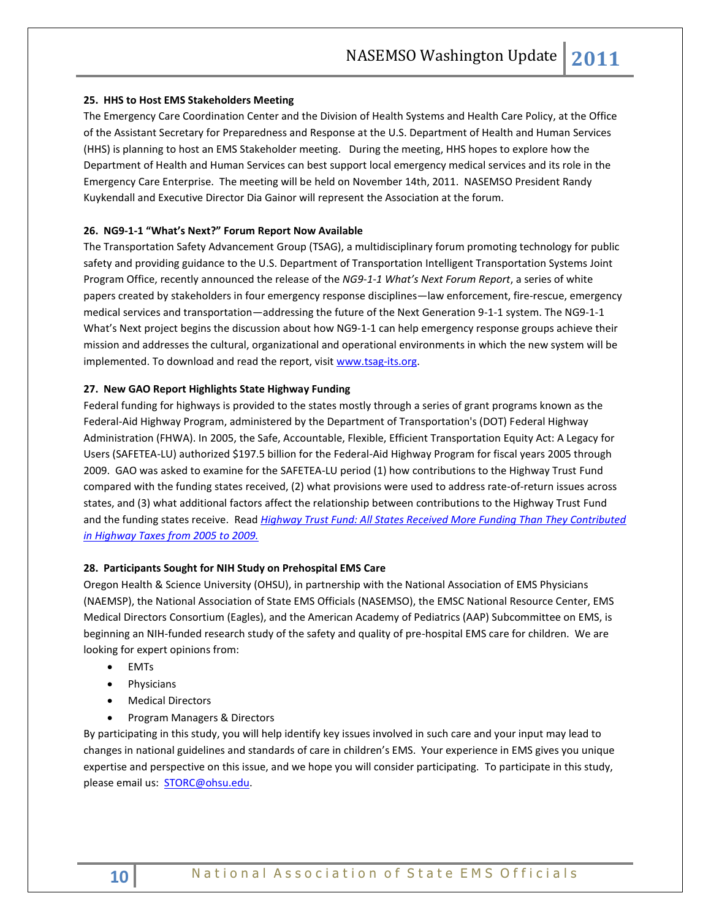**25. HHS to Host EMS Stakeholders Meeting**

The Emergency Care Coordination Center and the Division of Health Systems and Health Care Policy, at the Office of the Assistant Secretary for Preparedness and Response at the U.S. Department of Health and Human Services (HHS) is planning to host an EMS Stakeholder meeting. During the meeting, HHS hopes to explore how the Department of Health and Human Services can best support local emergency medical services and its role in the Emergency Care Enterprise. The meeting will be held on November 14th, 2011. NASEMSO President Randy Kuykendall and Executive Director Dia Gainor will represent the Association at the forum.

**26. NG9-1-1 "What's Next?" Forum Report Now Available**

The Transportation Safety Advancement Group (TSAG), a multidisciplinary forum promoting technology for public safety and providing guidance to the U.S. Department of Transportation Intelligent Transportation Systems Joint Program Office, recently announced the release of the *NG9-1-1 What's Next Forum Report*, a series of white papers created by stakeholders in four emergency response disciplines—law enforcement, fire-rescue, emergency medical services and transportation—addressing the future of the Next Generation 9-1-1 system. The NG9-1-1 What's Next project begins the discussion about how NG9-1-1 can help emergency response groups achieve their mission and addresses the cultural, organizational and operational environments in which the new system will be implemented. To download and read the report, visit www.tsag-its.org.

**27. New GAO Report Highlights State Highway Funding**

Federal funding for highways is provided to the states mostly through a series of grant programs known as the Federal-Aid Highway Program, administered by the Department of Transportation's (DOT) Federal Highway Administration (FHWA). In 2005, the Safe, Accountable, Flexible, Efficient Transportation Equity Act: A Legacy for Users (SAFETEA-LU) authorized $197.5 billion for the Federal-Aid Highway Program for fiscal years 2005 through 2009. GAO was asked to examine for the SAFETEA-LU period (1) how contributions to the Highway Trust Fund compared with the funding states received, (2) what provisions were used to address rate-of-return issues across states, and (3) what additional factors affect the relationship between contributions to the Highway Trust Fund and the funding states receive. Read *Highway Trust Fund: All States Received More Funding Than They Contributed in Highway Taxes from 2005 to 2009.*

**28. Participants Sought for NIH Study on Prehospital EMS Care**

Oregon Health & Science University (OHSU), in partnership with the National Association of EMS Physicians (NAEMSP), the National Association of State EMS Officials (NASEMSO), the EMSC National Resource Center, EMS Medical Directors Consortium (Eagles), and the American Academy of Pediatrics (AAP) Subcommittee on EMS, is beginning an NIH-funded research study of the safety and quality of pre-hospital EMS care for children. We are looking for expert opinions from:

- EMTs
- Physicians
- Medical Directors
- Program Managers & Directors

By participating in this study, you will help identify key issues involved in such care and your input may lead to changes in national guidelines and standards of care in children's EMS. Your experience in EMS gives you unique expertise and perspective on this issue, and we hope you will consider participating. To participate in this study, please email us: STORC@ohsu.edu.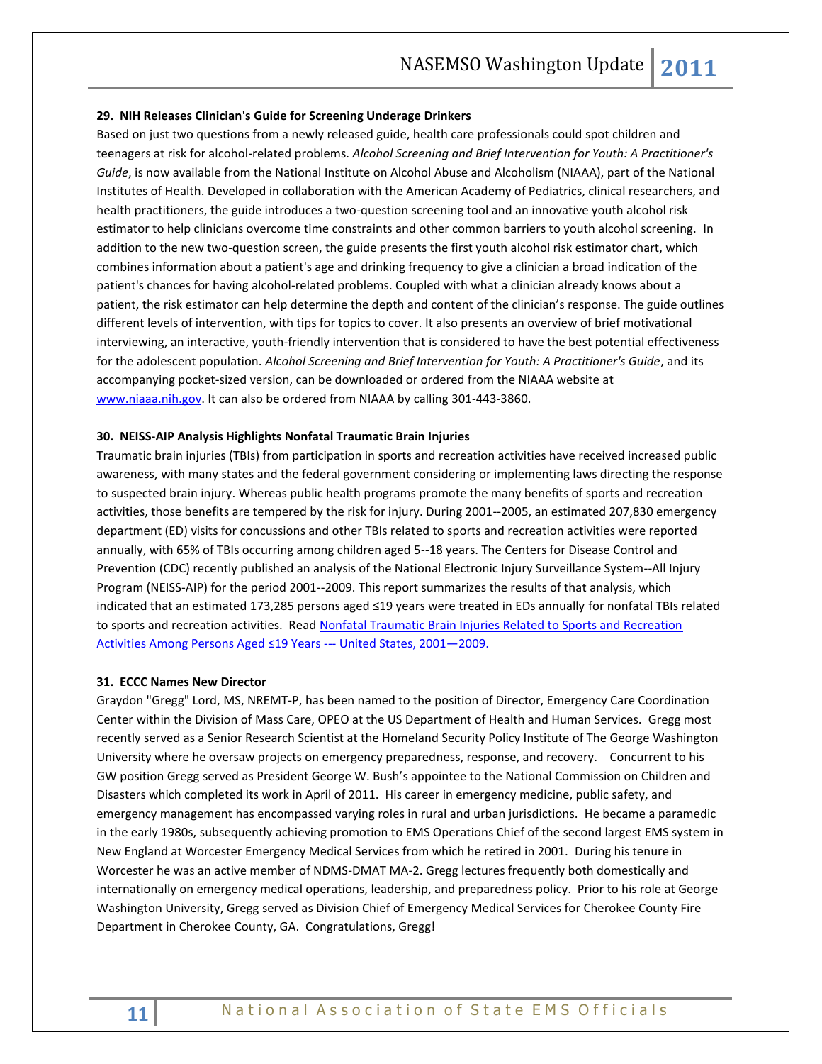### 29. NIH Releases Clinician's Guide for Screening Underage Drinkers

Based on just two questions from a newly released guide, health care professionals could spot children and teenagers at risk for alcohol-related problems. *Alcohol Screening and Brief Intervention for Youth: A Practitioner's Guide*, is now available from the National Institute on Alcohol Abuse and Alcoholism (NIAAA), part of the National Institutes of Health. Developed in collaboration with the American Academy of Pediatrics, clinical researchers, and health practitioners, the guide introduces a two-question screening tool and an innovative youth alcohol risk estimator to help clinicians overcome time constraints and other common barriers to youth alcohol screening. In addition to the new two-question screen, the guide presents the first youth alcohol risk estimator chart, which combines information about a patient's age and drinking frequency to give a clinician a broad indication of the patient's chances for having alcohol-related problems. Coupled with what a clinician already knows about a patient, the risk estimator can help determine the depth and content of the clinician's response. The guide outlines different levels of intervention, with tips for topics to cover. It also presents an overview of brief motivational interviewing, an interactive, youth-friendly intervention that is considered to have the best potential effectiveness for the adolescent population. *Alcohol Screening and Brief Intervention for Youth: A Practitioner's Guide*, and its accompanying pocket-sized version, can be downloaded or ordered from the NIAAA website at [www.niaaa.nih.gov](www.niaaa.nih.gov). It can also be ordered from NIAAA by calling 301-443-3860.

### 30. NEISS-AIP Analysis Highlights Nonfatal Traumatic Brain Injuries

Traumatic brain injuries (TBIs) from participation in sports and recreation activities have received increased public awareness, with many states and the federal government considering or implementing laws directing the response to suspected brain injury. Whereas public health programs promote the many benefits of sports and recreation activities, those benefits are tempered by the risk for injury. During 2001--2005, an estimated 207,830 emergency department (ED) visits for concussions and other TBIs related to sports and recreation activities were reported annually, with 65% of TBIs occurring among children aged 5--18 years. The Centers for Disease Control and Prevention (CDC) recently published an analysis of the National Electronic Injury Surveillance System--All Injury Program (NEISS-AIP) for the period 2001--2009. This report summarizes the results of that analysis, which indicated that an estimated 173,285 persons aged ≤19 years were treated in EDs annually for nonfatal TBIs related to sports and recreation activities. Read [Nonfatal Traumatic Brain Injuries Related to Sports and Recreation Activities Among Persons Aged ≤19 Years --- United States, 2001—2009.]()

### 31. ECCC Names New Director

Graydon "Gregg" Lord, MS, NREMT-P, has been named to the position of Director, Emergency Care Coordination Center within the Division of Mass Care, OPEO at the US Department of Health and Human Services. Gregg most recently served as a Senior Research Scientist at the Homeland Security Policy Institute of The George Washington University where he oversaw projects on emergency preparedness, response, and recovery. Concurrent to his GW position Gregg served as President George W. Bush's appointee to the National Commission on Children and Disasters which completed its work in April of 2011. His career in emergency medicine, public safety, and emergency management has encompassed varying roles in rural and urban jurisdictions. He became a paramedic in the early 1980s, subsequently achieving promotion to EMS Operations Chief of the second largest EMS system in New England at Worcester Emergency Medical Services from which he retired in 2001. During his tenure in Worcester he was an active member of NDMS-DMAT MA-2. Gregg lectures frequently both domestically and internationally on emergency medical operations, leadership, and preparedness policy. Prior to his role at George Washington University, Gregg served as Division Chief of Emergency Medical Services for Cherokee County Fire Department in Cherokee County, GA. Congratulations, Gregg!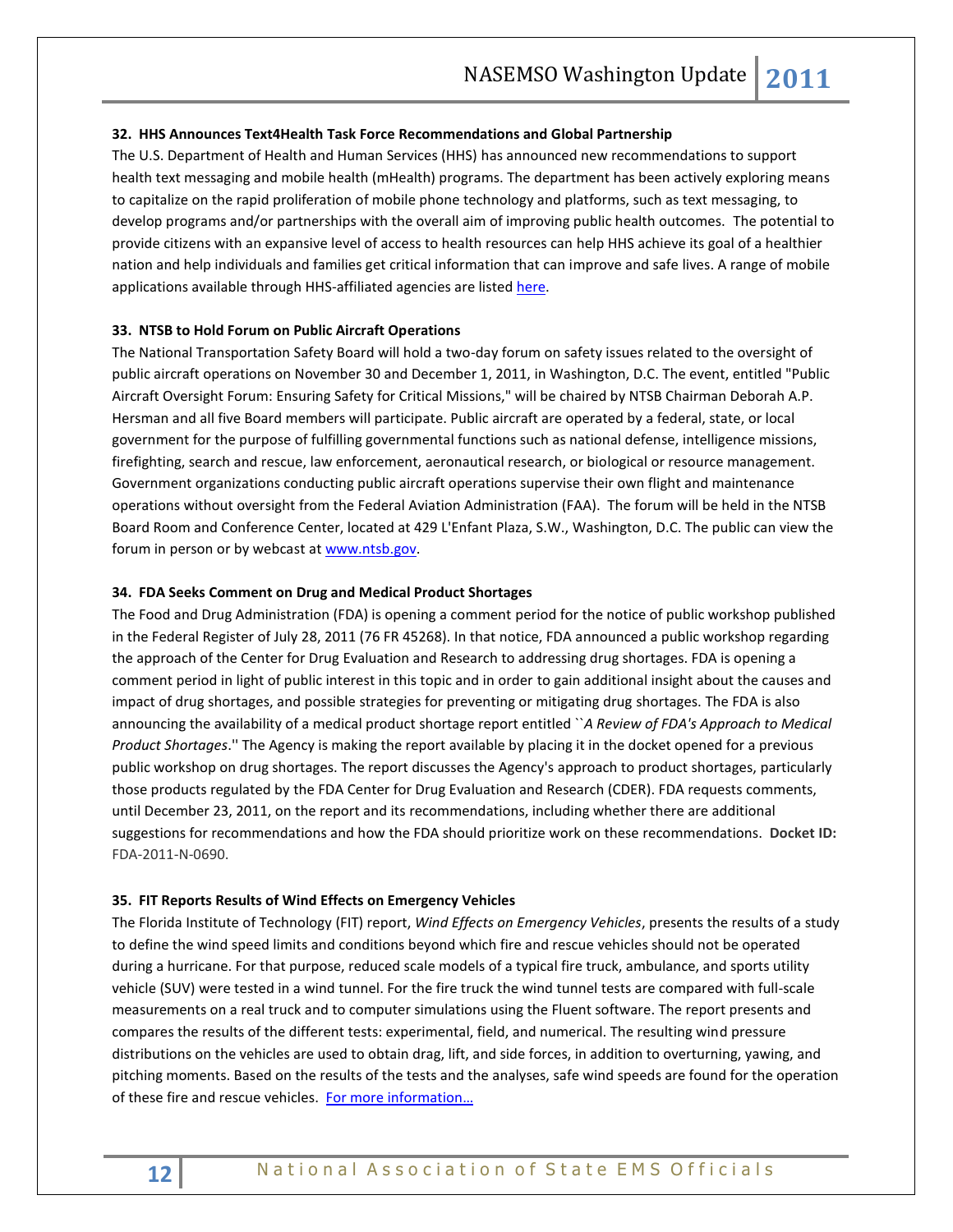### 32. HHS Announces Text4Health Task Force Recommendations and Global Partnership

The U.S. Department of Health and Human Services (HHS) has announced new recommendations to support health text messaging and mobile health (mHealth) programs. The department has been actively exploring means to capitalize on the rapid proliferation of mobile phone technology and platforms, such as text messaging, to develop programs and/or partnerships with the overall aim of improving public health outcomes. The potential to provide citizens with an expansive level of access to health resources can help HHS achieve its goal of a healthier nation and help individuals and families get critical information that can improve and safe lives. A range of mobile applications available through HHS-affiliated agencies are listed here.

### 33. NTSB to Hold Forum on Public Aircraft Operations

The National Transportation Safety Board will hold a two-day forum on safety issues related to the oversight of public aircraft operations on November 30 and December 1, 2011, in Washington, D.C. The event, entitled "Public Aircraft Oversight Forum: Ensuring Safety for Critical Missions," will be chaired by NTSB Chairman Deborah A.P. Hersman and all five Board members will participate. Public aircraft are operated by a federal, state, or local government for the purpose of fulfilling governmental functions such as national defense, intelligence missions, firefighting, search and rescue, law enforcement, aeronautical research, or biological or resource management. Government organizations conducting public aircraft operations supervise their own flight and maintenance operations without oversight from the Federal Aviation Administration (FAA). The forum will be held in the NTSB Board Room and Conference Center, located at 429 L'Enfant Plaza, S.W., Washington, D.C. The public can view the forum in person or by webcast at www.ntsb.gov.

### 34. FDA Seeks Comment on Drug and Medical Product Shortages

The Food and Drug Administration (FDA) is opening a comment period for the notice of public workshop published in the Federal Register of July 28, 2011 (76 FR 45268). In that notice, FDA announced a public workshop regarding the approach of the Center for Drug Evaluation and Research to addressing drug shortages. FDA is opening a comment period in light of public interest in this topic and in order to gain additional insight about the causes and impact of drug shortages, and possible strategies for preventing or mitigating drug shortages. The FDA is also announcing the availability of a medical product shortage report entitled ``*A Review of FDA's Approach to Medical Product Shortages*.'' The Agency is making the report available by placing it in the docket opened for a previous public workshop on drug shortages. The report discusses the Agency's approach to product shortages, particularly those products regulated by the FDA Center for Drug Evaluation and Research (CDER). FDA requests comments, until December 23, 2011, on the report and its recommendations, including whether there are additional suggestions for recommendations and how the FDA should prioritize work on these recommendations. **Docket ID:** FDA-2011-N-0690.

### 35. FIT Reports Results of Wind Effects on Emergency Vehicles

The Florida Institute of Technology (FIT) report, *Wind Effects on Emergency Vehicles*, presents the results of a study to define the wind speed limits and conditions beyond which fire and rescue vehicles should not be operated during a hurricane. For that purpose, reduced scale models of a typical fire truck, ambulance, and sports utility vehicle (SUV) were tested in a wind tunnel. For the fire truck the wind tunnel tests are compared with full-scale measurements on a real truck and to computer simulations using the Fluent software. The report presents and compares the results of the different tests: experimental, field, and numerical. The resulting wind pressure distributions on the vehicles are used to obtain drag, lift, and side forces, in addition to overturning, yawing, and pitching moments. Based on the results of the tests and the analyses, safe wind speeds are found for the operation of these fire and rescue vehicles. For more information…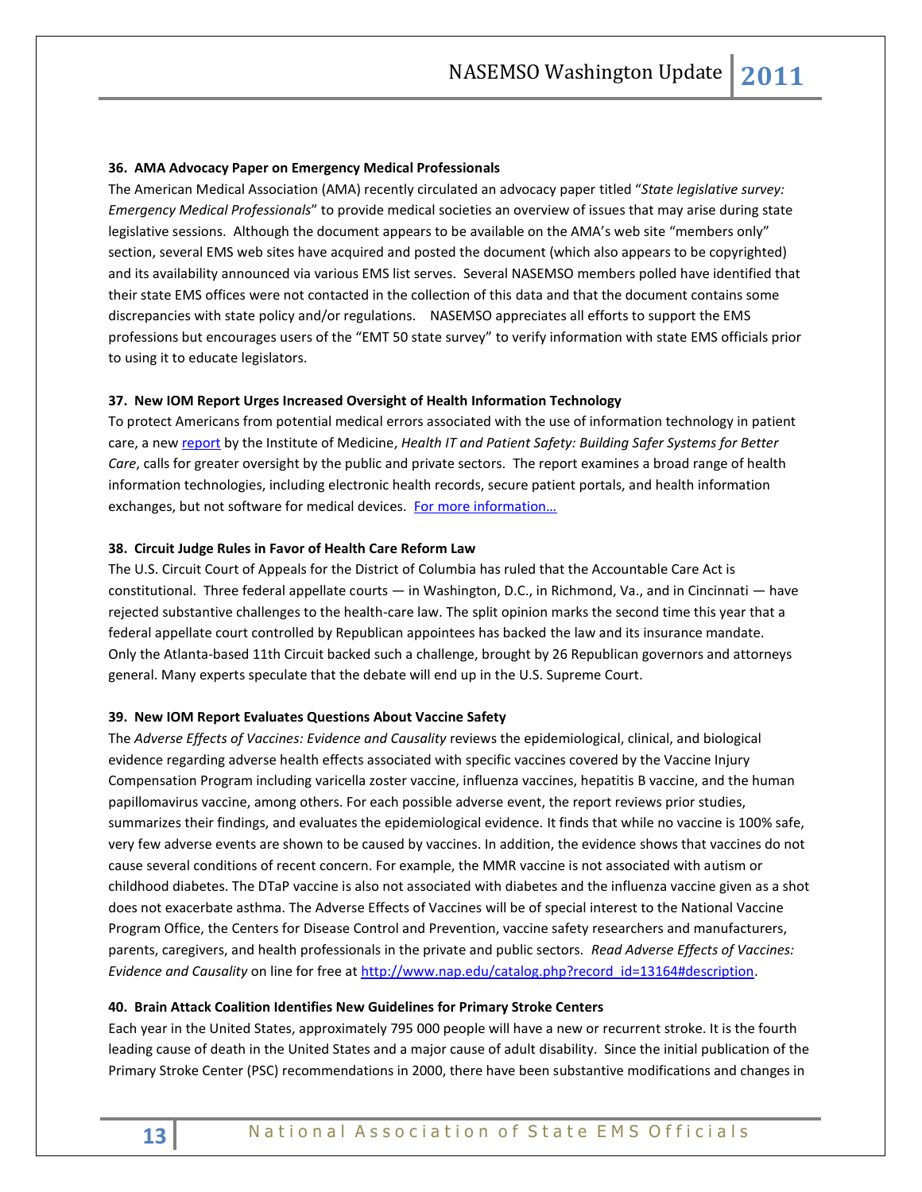**36. AMA Advocacy Paper on Emergency Medical Professionals**

The American Medical Association (AMA) recently circulated an advocacy paper titled "*State legislative survey: Emergency Medical Professionals*" to provide medical societies an overview of issues that may arise during state legislative sessions. Although the document appears to be available on the AMA's web site "members only" section, several EMS web sites have acquired and posted the document (which also appears to be copyrighted) and its availability announced via various EMS list serves. Several NASEMSO members polled have identified that their state EMS offices were not contacted in the collection of this data and that the document contains some discrepancies with state policy and/or regulations. NASEMSO appreciates all efforts to support the EMS professions but encourages users of the "EMT 50 state survey" to verify information with state EMS officials prior to using it to educate legislators.

**37. New IOM Report Urges Increased Oversight of Health Information Technology**

To protect Americans from potential medical errors associated with the use of information technology in patient care, a new report by the Institute of Medicine, *Health IT and Patient Safety: Building Safer Systems for Better Care*, calls for greater oversight by the public and private sectors. The report examines a broad range of health information technologies, including electronic health records, secure patient portals, and health information exchanges, but not software for medical devices. For more information…

**38. Circuit Judge Rules in Favor of Health Care Reform Law**

The U.S. Circuit Court of Appeals for the District of Columbia has ruled that the Accountable Care Act is constitutional. Three federal appellate courts — in Washington, D.C., in Richmond, Va., and in Cincinnati — have rejected substantive challenges to the health-care law. The split opinion marks the second time this year that a federal appellate court controlled by Republican appointees has backed the law and its insurance mandate. Only the Atlanta-based 11th Circuit backed such a challenge, brought by 26 Republican governors and attorneys general. Many experts speculate that the debate will end up in the U.S. Supreme Court.

**39. New IOM Report Evaluates Questions About Vaccine Safety**

The *Adverse Effects of Vaccines: Evidence and Causality* reviews the epidemiological, clinical, and biological evidence regarding adverse health effects associated with specific vaccines covered by the Vaccine Injury Compensation Program including varicella zoster vaccine, influenza vaccines, hepatitis B vaccine, and the human papillomavirus vaccine, among others. For each possible adverse event, the report reviews prior studies, summarizes their findings, and evaluates the epidemiological evidence. It finds that while no vaccine is 100% safe, very few adverse events are shown to be caused by vaccines. In addition, the evidence shows that vaccines do not cause several conditions of recent concern. For example, the MMR vaccine is not associated with autism or childhood diabetes. The DTaP vaccine is also not associated with diabetes and the influenza vaccine given as a shot does not exacerbate asthma. The Adverse Effects of Vaccines will be of special interest to the National Vaccine Program Office, the Centers for Disease Control and Prevention, vaccine safety researchers and manufacturers, parents, caregivers, and health professionals in the private and public sectors. *Read Adverse Effects of Vaccines: Evidence and Causality* on line for free at http://www.nap.edu/catalog.php?record_id=13164#description.

**40. Brain Attack Coalition Identifies New Guidelines for Primary Stroke Centers**

Each year in the United States, approximately 795 000 people will have a new or recurrent stroke. It is the fourth leading cause of death in the United States and a major cause of adult disability. Since the initial publication of the Primary Stroke Center (PSC) recommendations in 2000, there have been substantive modifications and changes in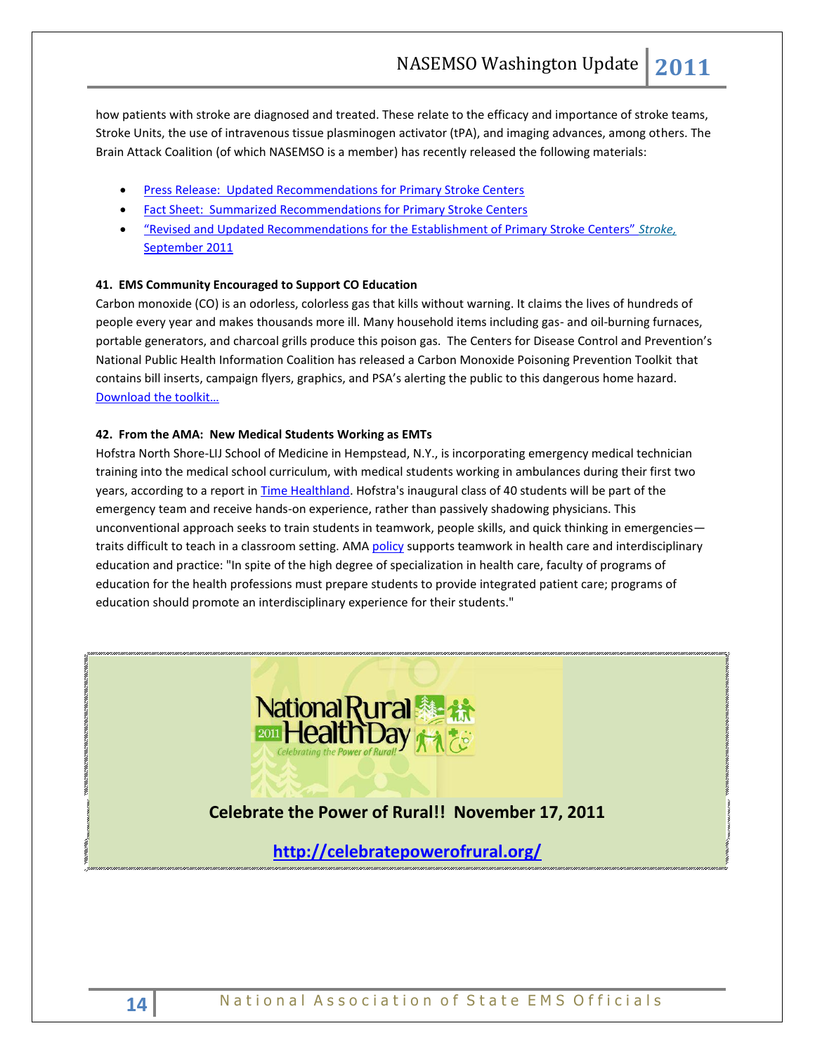how patients with stroke are diagnosed and treated. These relate to the efficacy and importance of stroke teams, Stroke Units, the use of intravenous tissue plasminogen activator (tPA), and imaging advances, among others. The Brain Attack Coalition (of which NASEMSO is a member) has recently released the following materials:

- Press Release: Updated Recommendations for Primary Stroke Centers
- Fact Sheet: Summarized Recommendations for Primary Stroke Centers
- "Revised and Updated Recommendations for the Establishment of Primary Stroke Centers" *Stroke,* September 2011

**41. EMS Community Encouraged to Support CO Education**

Carbon monoxide (CO) is an odorless, colorless gas that kills without warning. It claims the lives of hundreds of people every year and makes thousands more ill. Many household items including gas- and oil-burning furnaces, portable generators, and charcoal grills produce this poison gas. The Centers for Disease Control and Prevention's National Public Health Information Coalition has released a Carbon Monoxide Poisoning Prevention Toolkit that contains bill inserts, campaign flyers, graphics, and PSA's alerting the public to this dangerous home hazard. Download the toolkit…

**42. From the AMA: New Medical Students Working as EMTs**

Hofstra North Shore-LIJ School of Medicine in Hempstead, N.Y., is incorporating emergency medical technician training into the medical school curriculum, with medical students working in ambulances during their first two years, according to a report in Time Healthland. Hofstra's inaugural class of 40 students will be part of the emergency team and receive hands-on experience, rather than passively shadowing physicians. This unconventional approach seeks to train students in teamwork, people skills, and quick thinking in emergencies—traits difficult to teach in a classroom setting. AMA policy supports teamwork in health care and interdisciplinary education and practice: "In spite of the high degree of specialization in health care, faculty of programs of education for the health professions must prepare students to provide integrated patient care; programs of education should promote an interdisciplinary experience for their students."

National Rural Health Day 2011 – Celebrating the Power of Rural!

**Celebrate the Power of Rural!! November 17, 2011**

**http://celebratepowerofrural.org/**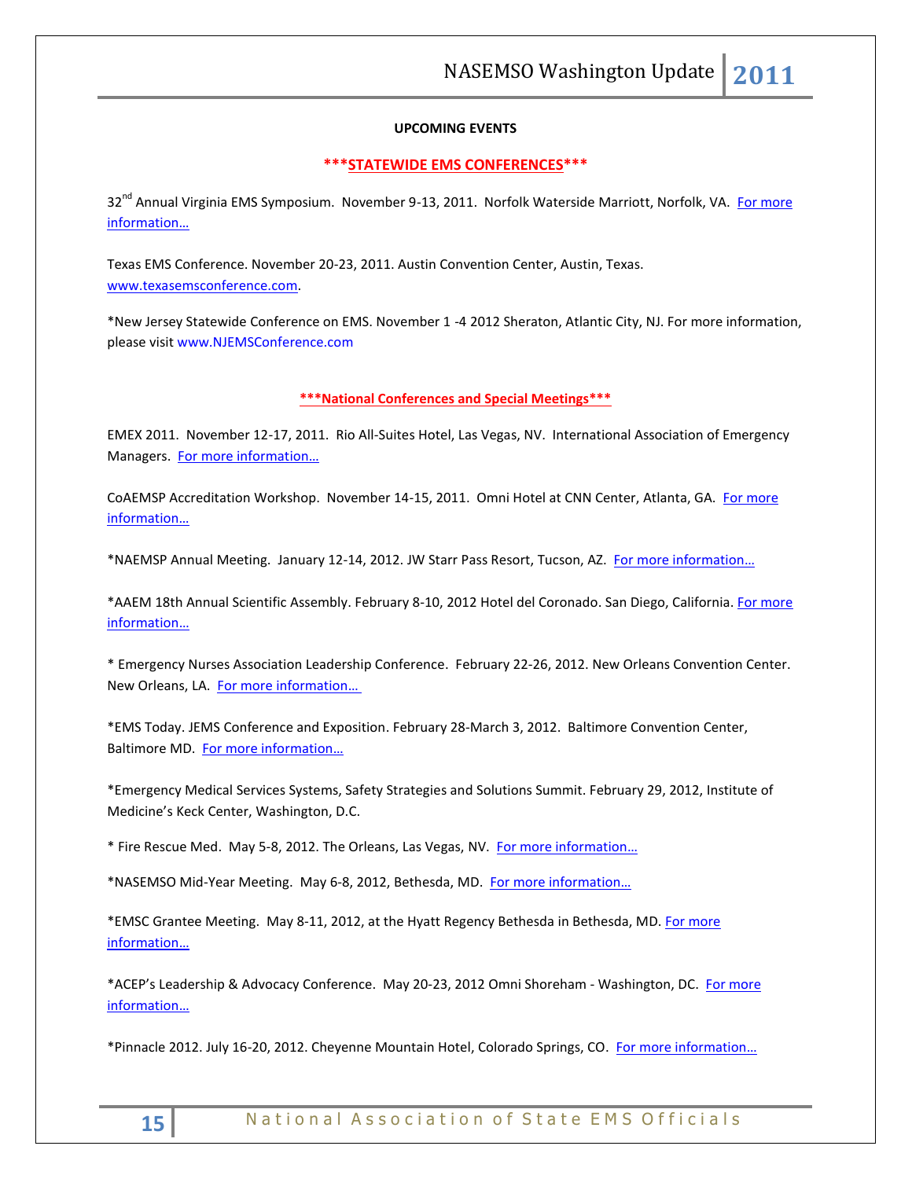**UPCOMING EVENTS**

**\*\*\*STATEWIDE EMS CONFERENCES\*\*\***

32nd Annual Virginia EMS Symposium. November 9-13, 2011. Norfolk Waterside Marriott, Norfolk, VA. For more information…

Texas EMS Conference. November 20-23, 2011. Austin Convention Center, Austin, Texas. www.texasemsconference.com.

*New Jersey Statewide Conference on EMS. November 1 -4 2012 Sheraton, Atlantic City, NJ. For more information, please visit www.NJEMSConference.com

**\*\*\*National Conferences and Special Meetings\*\*\***

EMEX 2011. November 12-17, 2011. Rio All-Suites Hotel, Las Vegas, NV. International Association of Emergency Managers. For more information…

CoAEMSP Accreditation Workshop. November 14-15, 2011. Omni Hotel at CNN Center, Atlanta, GA. For more information…

*NAEMSP Annual Meeting. January 12-14, 2012. JW Starr Pass Resort, Tucson, AZ. For more information…

*AAEM 18th Annual Scientific Assembly. February 8-10, 2012 Hotel del Coronado. San Diego, California. For more information…

\* Emergency Nurses Association Leadership Conference. February 22-26, 2012. New Orleans Convention Center. New Orleans, LA. For more information…

*EMS Today. JEMS Conference and Exposition. February 28-March 3, 2012. Baltimore Convention Center, Baltimore MD. For more information…

*Emergency Medical Services Systems, Safety Strategies and Solutions Summit. February 29, 2012, Institute of Medicine's Keck Center, Washington, D.C.

\* Fire Rescue Med. May 5-8, 2012. The Orleans, Las Vegas, NV. For more information…

*NASEMSO Mid-Year Meeting. May 6-8, 2012, Bethesda, MD. For more information…

*EMSC Grantee Meeting. May 8-11, 2012, at the Hyatt Regency Bethesda in Bethesda, MD. For more information…

*ACEP's Leadership & Advocacy Conference. May 20-23, 2012 Omni Shoreham - Washington, DC. For more information…

*Pinnacle 2012. July 16-20, 2012. Cheyenne Mountain Hotel, Colorado Springs, CO. For more information…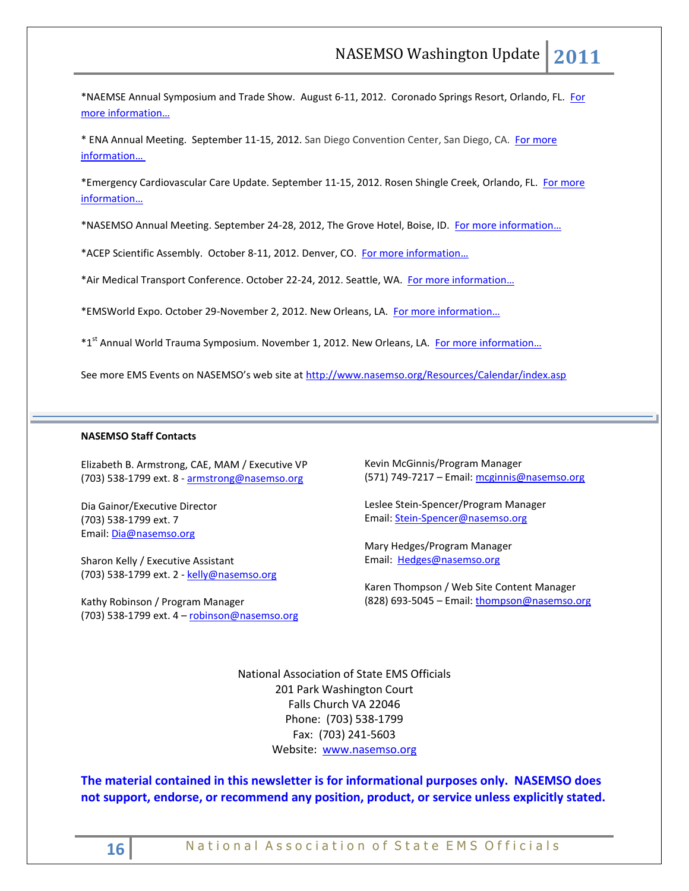*NAEMSE Annual Symposium and Trade Show. August 6-11, 2012. Coronado Springs Resort, Orlando, FL. For more information…

* ENA Annual Meeting. September 11-15, 2012. San Diego Convention Center, San Diego, CA. For more information…

*Emergency Cardiovascular Care Update. September 11-15, 2012. Rosen Shingle Creek, Orlando, FL. For more information…

*NASEMSO Annual Meeting. September 24-28, 2012, The Grove Hotel, Boise, ID. For more information…

*ACEP Scientific Assembly. October 8-11, 2012. Denver, CO. For more information…

*Air Medical Transport Conference. October 22-24, 2012. Seattle, WA. For more information…

*EMSWorld Expo. October 29-November 2, 2012. New Orleans, LA. For more information…

*1st Annual World Trauma Symposium. November 1, 2012. New Orleans, LA. For more information…

See more EMS Events on NASEMSO's web site at http://www.nasemso.org/Resources/Calendar/index.asp

---

**NASEMSO Staff Contacts**

Elizabeth B. Armstrong, CAE, MAM / Executive VP
(703) 538-1799 ext. 8 - armstrong@nasemso.org

Dia Gainor/Executive Director
(703) 538-1799 ext. 7
Email: Dia@nasemso.org

Sharon Kelly / Executive Assistant
(703) 538-1799 ext. 2 - kelly@nasemso.org

Kathy Robinson / Program Manager
(703) 538-1799 ext. 4 – robinson@nasemso.org

Kevin McGinnis/Program Manager
(571) 749-7217 – Email: mcginnis@nasemso.org

Leslee Stein-Spencer/Program Manager
Email: Stein-Spencer@nasemso.org

Mary Hedges/Program Manager
Email: Hedges@nasemso.org

Karen Thompson / Web Site Content Manager
(828) 693-5045 – Email: thompson@nasemso.org

National Association of State EMS Officials
201 Park Washington Court
Falls Church VA 22046
Phone: (703) 538-1799
Fax: (703) 241-5603
Website: www.nasemso.org

**The material contained in this newsletter is for informational purposes only. NASEMSO does not support, endorse, or recommend any position, product, or service unless explicitly stated.**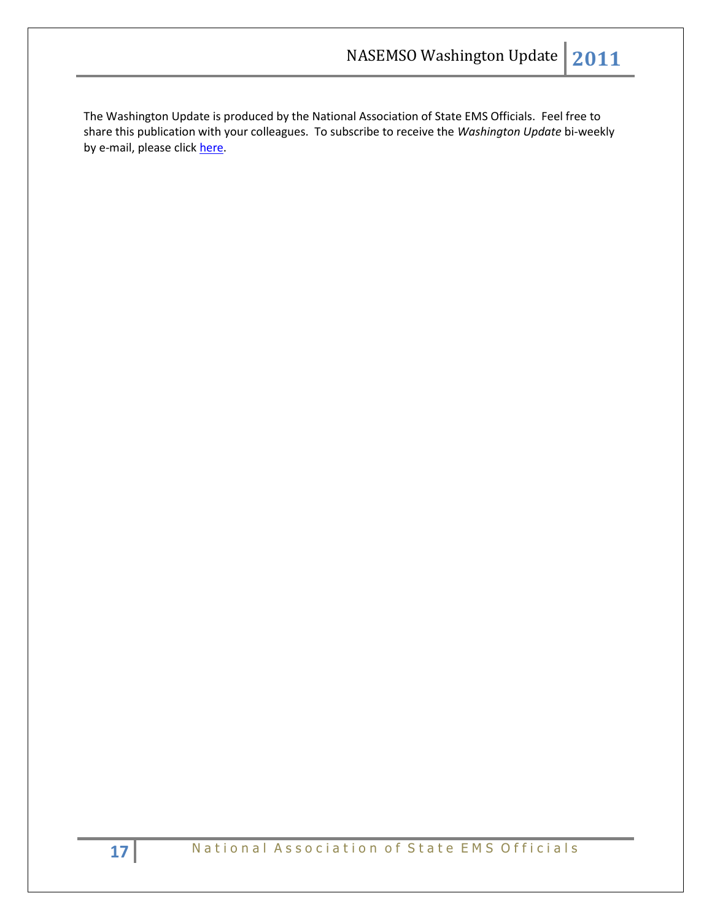The Washington Update is produced by the National Association of State EMS Officials. Feel free to share this publication with your colleagues. To subscribe to receive the *Washington Update* bi-weekly by e-mail, please click here.